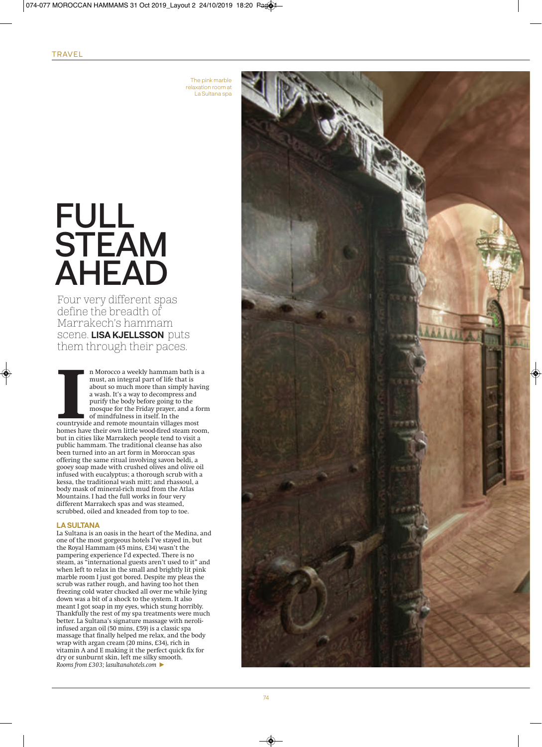The pink marble relaxation room at La Sultana spa

# FULL STEAM AHEAD

Four very different spas define the breadth of Marrakech's hammam scene. **LISA KJELLSSON** puts them through their paces.

In Morocco a weekly hammam bath is a must, an integral part of life that is about so much more than simply having a wash. It's a way to decompress and purify the body before going to the mosque for the Friday prayer, and a form of mindfulness in itself. In the countryside and remote mountain villages most homes have their own little wood-fired steam room, but in cities like Marrakech people tend to visit a public hammam. The traditional cleanse has also been turned into an art form in Moroccan spas offering the same ritual involving savon beldi, a gooey soap made with crushed olives and olive oil infused with eucalyptus; a thorough scrub with a kessa, the traditional wash mitt; and rhassoul, a body mask of mineral-rich mud from the Atlas Mountains. I had the full works in four very different Marrakech spas and was steamed, scrubbed, oiled and kneaded from top to toe.

## LA SULTANA

La Sultana is an oasis in the heart of the Medina, and one of the most gorgeous hotels I've stayed in, but the Royal Hammam (45 mins, £34) wasn't the pampering experience I'd expected. There is no steam, as "international guests aren't used to it" and when left to relax in the small and brightly lit pink marble room I just got bored. Despite my pleas the scrub was rather rough, and having too hot then freezing cold water chucked all over me while lying down was a bit of a shock to the system. It also meant I got soap in my eyes, which stung horribly. Thankfully the rest of my spa treatments were much better. La Sultana's signature massage with neroli-infused argan oil (50 mins, £59) is a classic spa massage that finally helped me relax, and the body wrap with argan cream (20 mins, £34), rich in vitamin A and E making it the perfect quick fix for dry or sunburnt skin, left me silky smooth.

*Rooms from £303; lasultanahotels.com* ►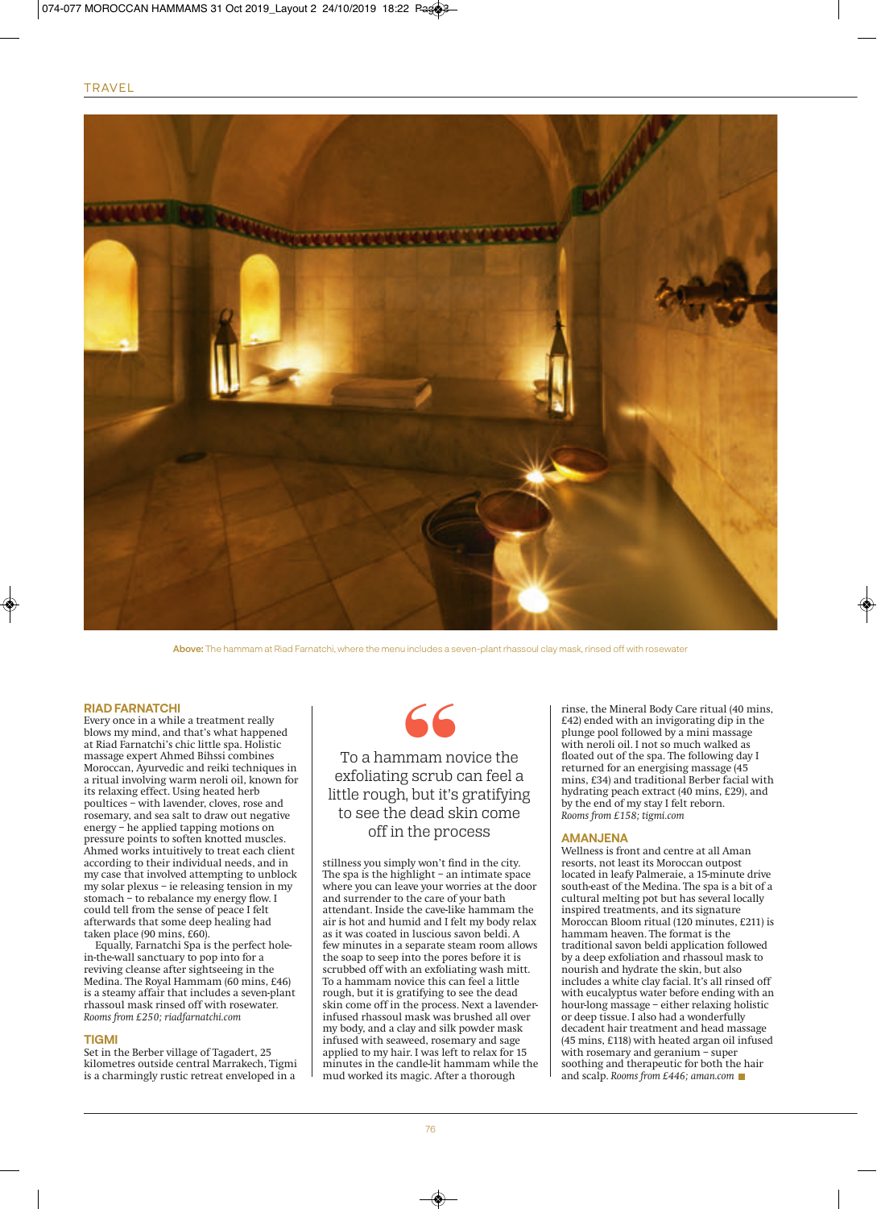**Above:** The hammam at Riad Farnatchi, where the menu includes a seven-plant rhassoul clay mask, rinsed off with rosewater

## RIAD FARNATCHI

Every once in a while a treatment really blows my mind, and that's what happened at Riad Farnatchi's chic little spa. Holistic massage expert Ahmed Bihssi combines Moroccan, Ayurvedic and reiki techniques in a ritual involving warm neroli oil, known for its relaxing effect. Using heated herb poultices – with lavender, cloves, rose and rosemary, and sea salt to draw out negative energy – he applied tapping motions on pressure points to soften knotted muscles. Ahmed works intuitively to treat each client according to their individual needs, and in my case that involved attempting to unblock my solar plexus – ie releasing tension in my stomach – to rebalance my energy flow. I could tell from the sense of peace I felt afterwards that some deep healing had taken place (90 mins, £60).

Equally, Farnatchi Spa is the perfect hole-in-the-wall sanctuary to pop into for a reviving cleanse after sightseeing in the Medina. The Royal Hammam (60 mins, £46) is a steamy affair that includes a seven-plant rhassoul mask rinsed off with rosewater. *Rooms from £250; riadfarnatchi.com*

## TIGMI

Set in the Berber village of Tagadert, 25 kilometres outside central Marrakech, Tigmi is a charmingly rustic retreat enveloped in a stillness you simply won't find in the city. The spa is the highlight – an intimate space where you can leave your worries at the door and surrender to the care of your bath attendant. Inside the cave-like hammam the air is hot and humid and I felt my body relax as it was coated in luscious savon beldi. A few minutes in a separate steam room allows the soap to seep into the pores before it is scrubbed off with an exfoliating wash mitt. To a hammam novice this can feel a little rough, but it is gratifying to see the dead skin come off in the process. Next a lavender-infused rhassoul mask was brushed all over my body, and a clay and silk powder mask infused with seaweed, rosemary and sage applied to my hair. I was left to relax for 15 minutes in the candle-lit hammam while the mud worked its magic. After a thorough rinse, the Mineral Body Care ritual (40 mins, £42) ended with an invigorating dip in the plunge pool followed by a mini massage with neroli oil. I not so much walked as floated out of the spa. The following day I returned for an energising massage (45 mins, £34) and traditional Berber facial with hydrating peach extract (40 mins, £29), and by the end of my stay I felt reborn. *Rooms from £158; tigmi.com*

> "To a hammam novice the exfoliating scrub can feel a little rough, but it's gratifying to see the dead skin come off in the process"

## AMANJENA

Wellness is front and centre at all Aman resorts, not least its Moroccan outpost located in leafy Palmeraie, a 15-minute drive south-east of the Medina. The spa is a bit of a cultural melting pot but has several locally inspired treatments, and its signature Moroccan Bloom ritual (120 minutes, £211) is hammam heaven. The format is the traditional savon beldi application followed by a deep exfoliation and rhassoul mask to nourish and hydrate the skin, but also includes a white clay facial. It's all rinsed off with eucalyptus water before ending with an hour-long massage – either relaxing holistic or deep tissue. I also had a wonderfully decadent hair treatment and head massage (45 mins, £118) with heated argan oil infused with rosemary and geranium – super soothing and therapeutic for both the hair and scalp. *Rooms from £446; aman.com*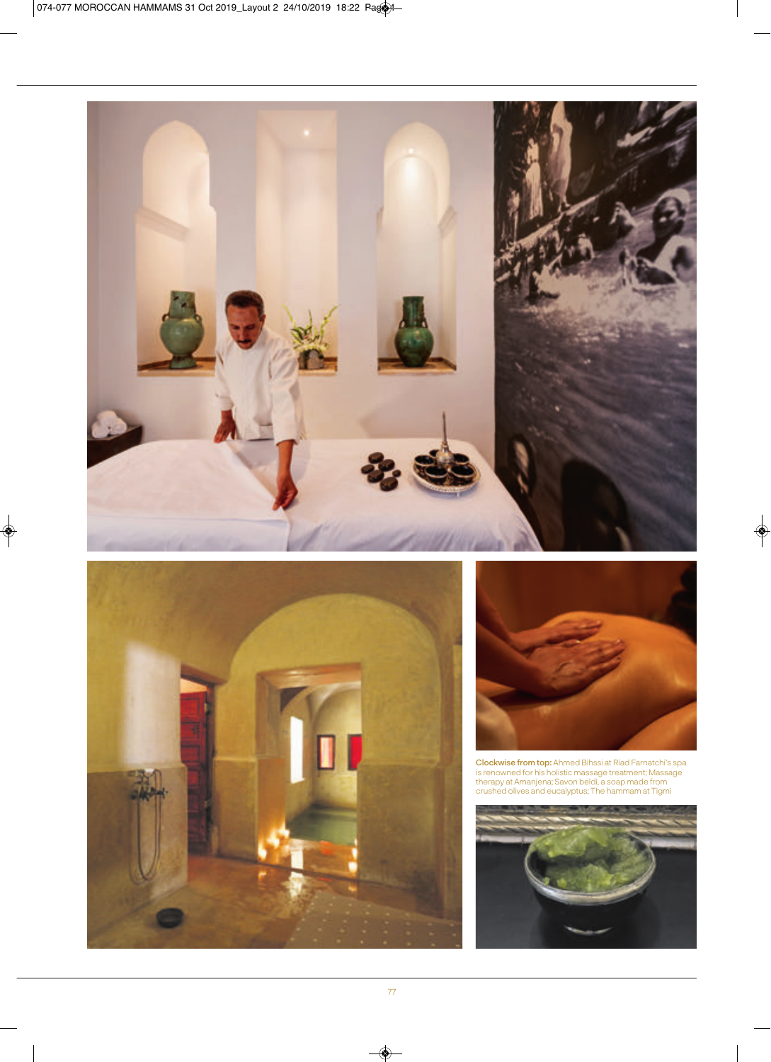**Clockwise from top:** Ahmed Bihssi at Riad Farnatchi's spa is renowned for his holistic massage treatment; Massage therapy at Amanjena; Savon beldi, a soap made from crushed olives and eucalyptus; The hammam at Tigmi